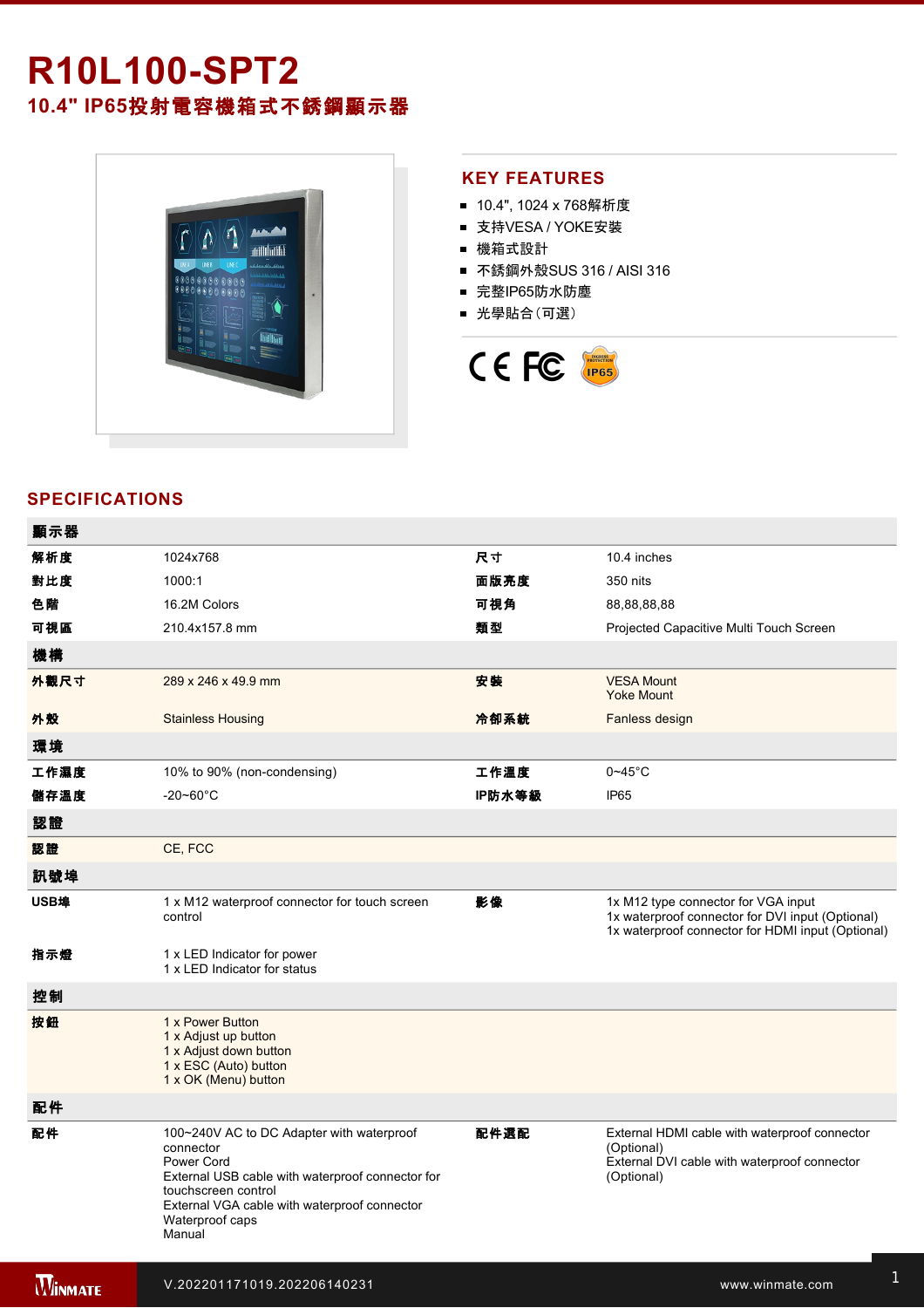# R10L100-SPT2

## 10.4" IP65投射電容機箱式不銹鋼顯示器

## KEY FEATURES

- 10.4", 1024 x 768解析度
- 支持VESA / YOKE安裝
- 機箱式設計
- 不銹鋼外殼SUS 316 / AISI 316
- 完整IP65防水防塵
- 光學貼合(可選)

## SPECIFICATIONS

| 顯示器 | | | |
|---|---|---|---|
| 解析度 | 1024x768 | 尺寸 | 10.4 inches |
| 對比度 | 1000:1 | 面版亮度 | 350 nits |
| 色階 | 16.2M Colors | 可視角 | 88,88,88,88 |
| 可視區 | 210.4x157.8 mm | 類型 | Projected Capacitive Multi Touch Screen |
| **機構** | | | |
| 外觀尺寸 | 289 x 246 x 49.9 mm | 安裝 | VESA Mount<br>Yoke Mount |
| 外殼 | Stainless Housing | 冷卻系統 | Fanless design |
| **環境** | | | |
| 工作濕度 | 10% to 90% (non-condensing) | 工作溫度 | 0~45°C |
| 儲存溫度 | -20~60°C | IP防水等級 | IP65 |
| **認證** | | | |
| 認證 | CE, FCC | | |
| **訊號埠** | | | |
| USB埠 | 1 x M12 waterproof connector for touch screen control | 影像 | 1x M12 type connector for VGA input<br>1x waterproof connector for DVI input (Optional)<br>1x waterproof connector for HDMI input (Optional) |
| 指示燈 | 1 x LED Indicator for power<br>1 x LED Indicator for status | | |
| **控制** | | | |
| 按鈕 | 1 x Power Button<br>1 x Adjust up button<br>1 x Adjust down button<br>1 x ESC (Auto) button<br>1 x OK (Menu) button | | |
| **配件** | | | |
| 配件 | 100~240V AC to DC Adapter with waterproof connector<br>Power Cord<br>External USB cable with waterproof connector for touchscreen control<br>External VGA cable with waterproof connector<br>Waterproof caps<br>Manual | 配件選配 | External HDMI cable with waterproof connector (Optional)<br>External DVI cable with waterproof connector (Optional) |

V.202201171019.202206140231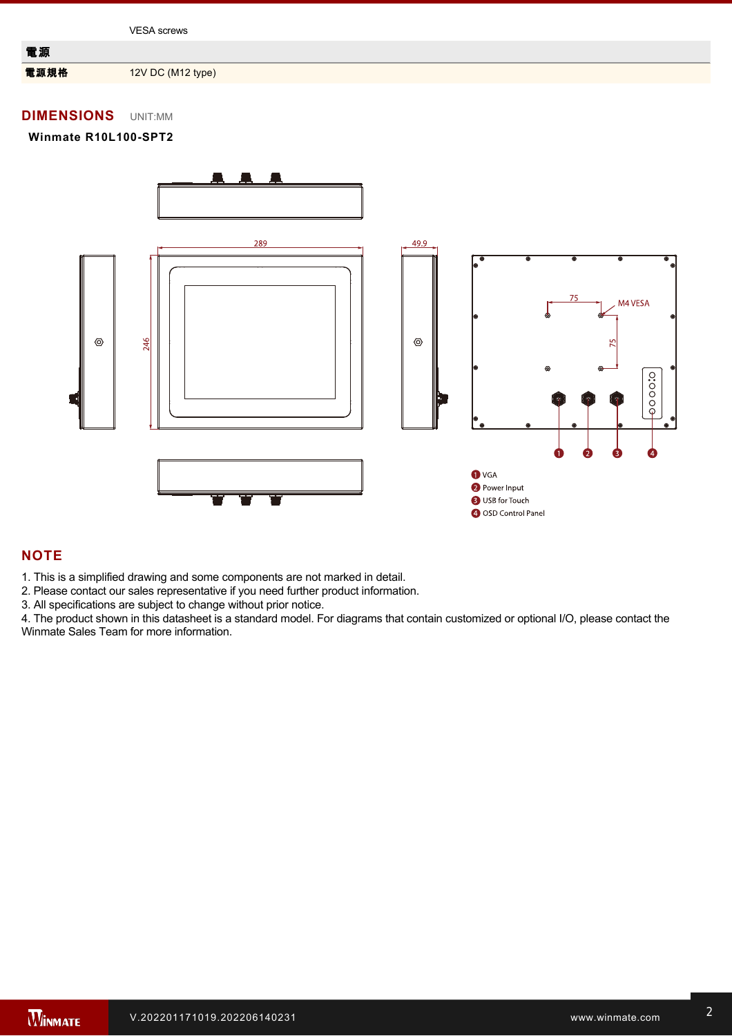| | |
|---|---|
| | VESA screws |
| **電源** | |
| **電源規格** | 12V DC (M12 type) |

## DIMENSIONS UNIT:MM

**Winmate R10L100-SPT2**

289

49.9

246

75

M4 VESA

75

1 VGA
2 Power Input
3 USB for Touch
4 OSD Control Panel

## NOTE

1. This is a simplified drawing and some components are not marked in detail.
2. Please contact our sales representative if you need further product information.
3. All specifications are subject to change without prior notice.
4. The product shown in this datasheet is a standard model. For diagrams that contain customized or optional I/O, please contact the Winmate Sales Team for more information.